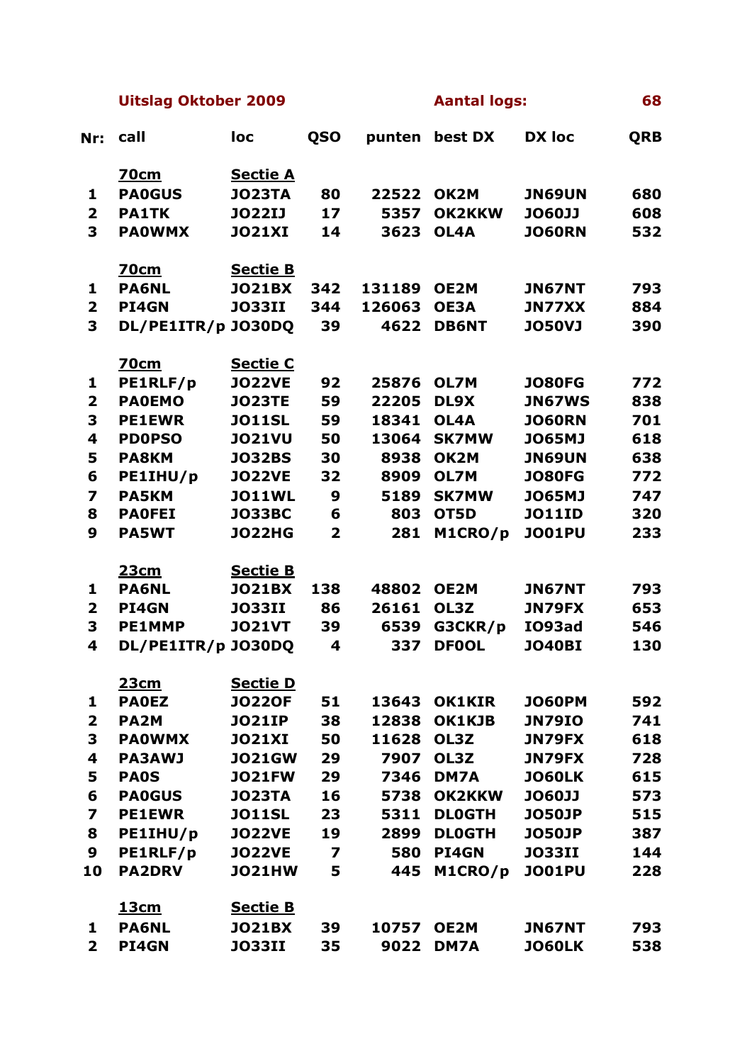**Uitslag Oktober 2009** **Aantal logs: 68**

| Nr: | call | loc | QSO | punten | best DX | DX loc | QRB |
|---|---|---|---|---|---|---|---|
| | **70cm** | **Sectie A** | | | | | |
| 1 | PA0GUS | JO23TA | 80 | 22522 | OK2M | JN69UN | 680 |
| 2 | PA1TK | JO22IJ | 17 | 5357 | OK2KKW | JO60JJ | 608 |
| 3 | PA0WMX | JO21XI | 14 | 3623 | OL4A | JO60RN | 532 |
| | **70cm** | **Sectie B** | | | | | |
| 1 | PA6NL | JO21BX | 342 | 131189 | OE2M | JN67NT | 793 |
| 2 | PI4GN | JO33II | 344 | 126063 | OE3A | JN77XX | 884 |
| 3 | DL/PE1ITR/p | JO30DQ | 39 | 4622 | DB6NT | JO50VJ | 390 |
| | **70cm** | **Sectie C** | | | | | |
| 1 | PE1RLF/p | JO22VE | 92 | 25876 | OL7M | JO80FG | 772 |
| 2 | PA0EMO | JO23TE | 59 | 22205 | DL9X | JN67WS | 838 |
| 3 | PE1EWR | JO11SL | 59 | 18341 | OL4A | JO60RN | 701 |
| 4 | PD0PSO | JO21VU | 50 | 13064 | SK7MW | JO65MJ | 618 |
| 5 | PA8KM | JO32BS | 30 | 8938 | OK2M | JN69UN | 638 |
| 6 | PE1IHU/p | JO22VE | 32 | 8909 | OL7M | JO80FG | 772 |
| 7 | PA5KM | JO11WL | 9 | 5189 | SK7MW | JO65MJ | 747 |
| 8 | PA0FEI | JO33BC | 6 | 803 | OT5D | JO11ID | 320 |
| 9 | PA5WT | JO22HG | 2 | 281 | M1CRO/p | JO01PU | 233 |
| | **23cm** | **Sectie B** | | | | | |
| 1 | PA6NL | JO21BX | 138 | 48802 | OE2M | JN67NT | 793 |
| 2 | PI4GN | JO33II | 86 | 26161 | OL3Z | JN79FX | 653 |
| 3 | PE1MMP | JO21VT | 39 | 6539 | G3CKR/p | IO93ad | 546 |
| 4 | DL/PE1ITR/p | JO30DQ | 4 | 337 | DF0OL | JO40BI | 130 |
| | **23cm** | **Sectie D** | | | | | |
| 1 | PA0EZ | JO22OF | 51 | 13643 | OK1KIR | JO60PM | 592 |
| 2 | PA2M | JO21IP | 38 | 12838 | OK1KJB | JN79IO | 741 |
| 3 | PA0WMX | JO21XI | 50 | 11628 | OL3Z | JN79FX | 618 |
| 4 | PA3AWJ | JO21GW | 29 | 7907 | OL3Z | JN79FX | 728 |
| 5 | PA0S | JO21FW | 29 | 7346 | DM7A | JO60LK | 615 |
| 6 | PA0GUS | JO23TA | 16 | 5738 | OK2KKW | JO60JJ | 573 |
| 7 | PE1EWR | JO11SL | 23 | 5311 | DL0GTH | JO50JP | 515 |
| 8 | PE1IHU/p | JO22VE | 19 | 2899 | DL0GTH | JO50JP | 387 |
| 9 | PE1RLF/p | JO22VE | 7 | 580 | PI4GN | JO33II | 144 |
| 10 | PA2DRV | JO21HW | 5 | 445 | M1CRO/p | JO01PU | 228 |
| | **13cm** | **Sectie B** | | | | | |
| 1 | PA6NL | JO21BX | 39 | 10757 | OE2M | JN67NT | 793 |
| 2 | PI4GN | JO33II | 35 | 9022 | DM7A | JO60LK | 538 |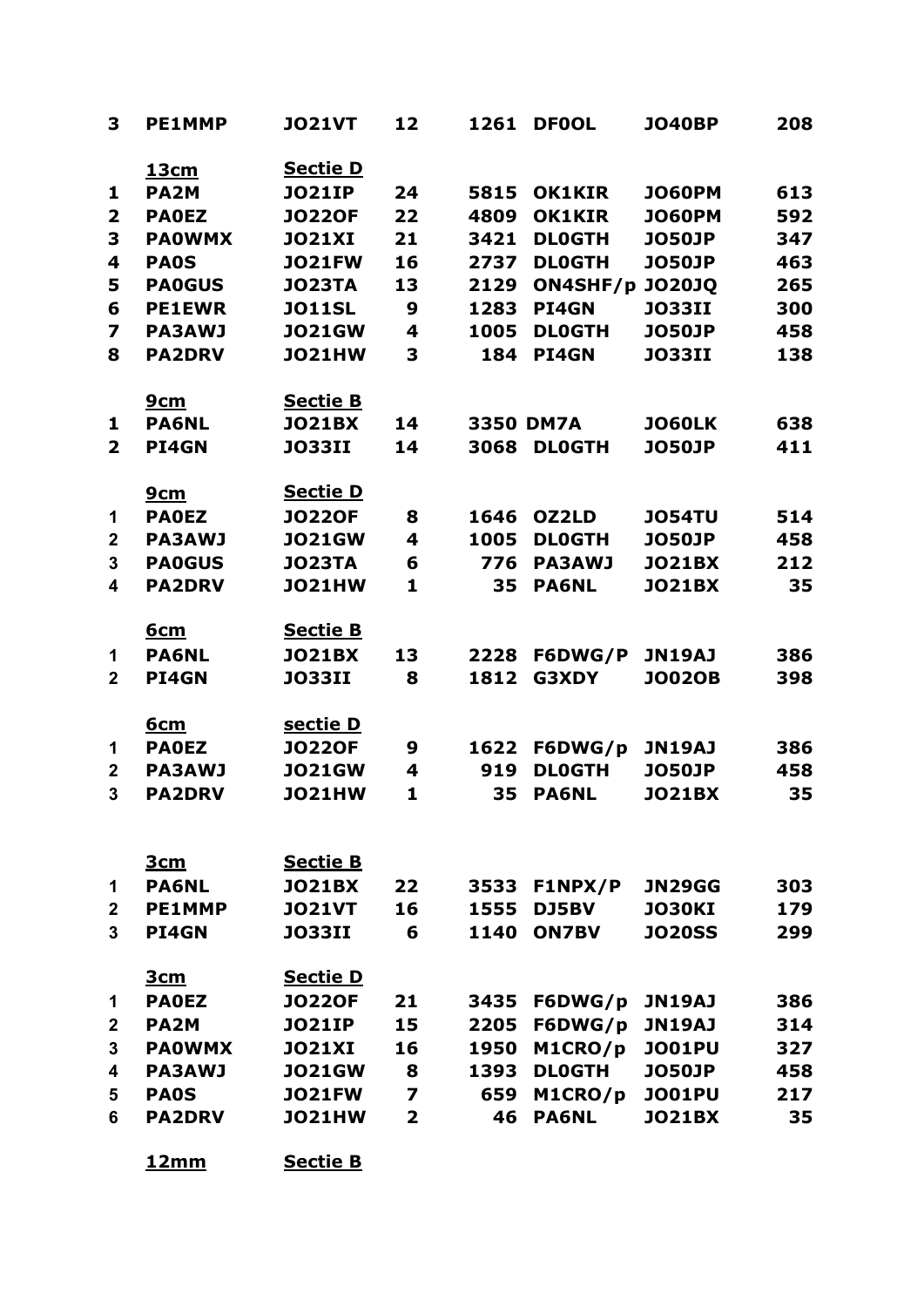| | | | | | | | |
|---|---|---|---|---|---|---|---|
| **3** | **PE1MMP** | **JO21VT** | **12** | **1261** | **DF0OL** | **JO40BP** | **208** |

| | **13cm** | **Sectie D** | | | | | |
|---|---|---|---|---|---|---|---|
| **1** | **PA2M** | **JO21IP** | **24** | **5815** | **OK1KIR** | **JO60PM** | **613** |
| **2** | **PA0EZ** | **JO22OF** | **22** | **4809** | **OK1KIR** | **JO60PM** | **592** |
| **3** | **PA0WMX** | **JO21XI** | **21** | **3421** | **DL0GTH** | **JO50JP** | **347** |
| **4** | **PA0S** | **JO21FW** | **16** | **2737** | **DL0GTH** | **JO50JP** | **463** |
| **5** | **PA0GUS** | **JO23TA** | **13** | **2129** | **ON4SHF/p** | **JO20JQ** | **265** |
| **6** | **PE1EWR** | **JO11SL** | **9** | **1283** | **PI4GN** | **JO33II** | **300** |
| **7** | **PA3AWJ** | **JO21GW** | **4** | **1005** | **DL0GTH** | **JO50JP** | **458** |
| **8** | **PA2DRV** | **JO21HW** | **3** | **184** | **PI4GN** | **JO33II** | **138** |

| | **9cm** | **Sectie B** | | | | | |
|---|---|---|---|---|---|---|---|
| **1** | **PA6NL** | **JO21BX** | **14** | **3350** | **DM7A** | **JO60LK** | **638** |
| **2** | **PI4GN** | **JO33II** | **14** | **3068** | **DL0GTH** | **JO50JP** | **411** |

| | **9cm** | **Sectie D** | | | | | |
|---|---|---|---|---|---|---|---|
| **1** | **PA0EZ** | **JO22OF** | **8** | **1646** | **OZ2LD** | **JO54TU** | **514** |
| **2** | **PA3AWJ** | **JO21GW** | **4** | **1005** | **DL0GTH** | **JO50JP** | **458** |
| **3** | **PA0GUS** | **JO23TA** | **6** | **776** | **PA3AWJ** | **JO21BX** | **212** |
| **4** | **PA2DRV** | **JO21HW** | **1** | **35** | **PA6NL** | **JO21BX** | **35** |

| | **6cm** | **Sectie B** | | | | | |
|---|---|---|---|---|---|---|---|
| **1** | **PA6NL** | **JO21BX** | **13** | **2228** | **F6DWG/P** | **JN19AJ** | **386** |
| **2** | **PI4GN** | **JO33II** | **8** | **1812** | **G3XDY** | **JO02OB** | **398** |

| | **6cm** | **sectie D** | | | | | |
|---|---|---|---|---|---|---|---|
| **1** | **PA0EZ** | **JO22OF** | **9** | **1622** | **F6DWG/p** | **JN19AJ** | **386** |
| **2** | **PA3AWJ** | **JO21GW** | **4** | **919** | **DL0GTH** | **JO50JP** | **458** |
| **3** | **PA2DRV** | **JO21HW** | **1** | **35** | **PA6NL** | **JO21BX** | **35** |

| | **3cm** | **Sectie B** | | | | | |
|---|---|---|---|---|---|---|---|
| **1** | **PA6NL** | **JO21BX** | **22** | **3533** | **F1NPX/P** | **JN29GG** | **303** |
| **2** | **PE1MMP** | **JO21VT** | **16** | **1555** | **DJ5BV** | **JO30KI** | **179** |
| **3** | **PI4GN** | **JO33II** | **6** | **1140** | **ON7BV** | **JO20SS** | **299** |

| | **3cm** | **Sectie D** | | | | | |
|---|---|---|---|---|---|---|---|
| **1** | **PA0EZ** | **JO22OF** | **21** | **3435** | **F6DWG/p** | **JN19AJ** | **386** |
| **2** | **PA2M** | **JO21IP** | **15** | **2205** | **F6DWG/p** | **JN19AJ** | **314** |
| **3** | **PA0WMX** | **JO21XI** | **16** | **1950** | **M1CRO/p** | **JO01PU** | **327** |
| **4** | **PA3AWJ** | **JO21GW** | **8** | **1393** | **DL0GTH** | **JO50JP** | **458** |
| **5** | **PA0S** | **JO21FW** | **7** | **659** | **M1CRO/p** | **JO01PU** | **217** |
| **6** | **PA2DRV** | **JO21HW** | **2** | **46** | **PA6NL** | **JO21BX** | **35** |

**12mm** **Sectie B**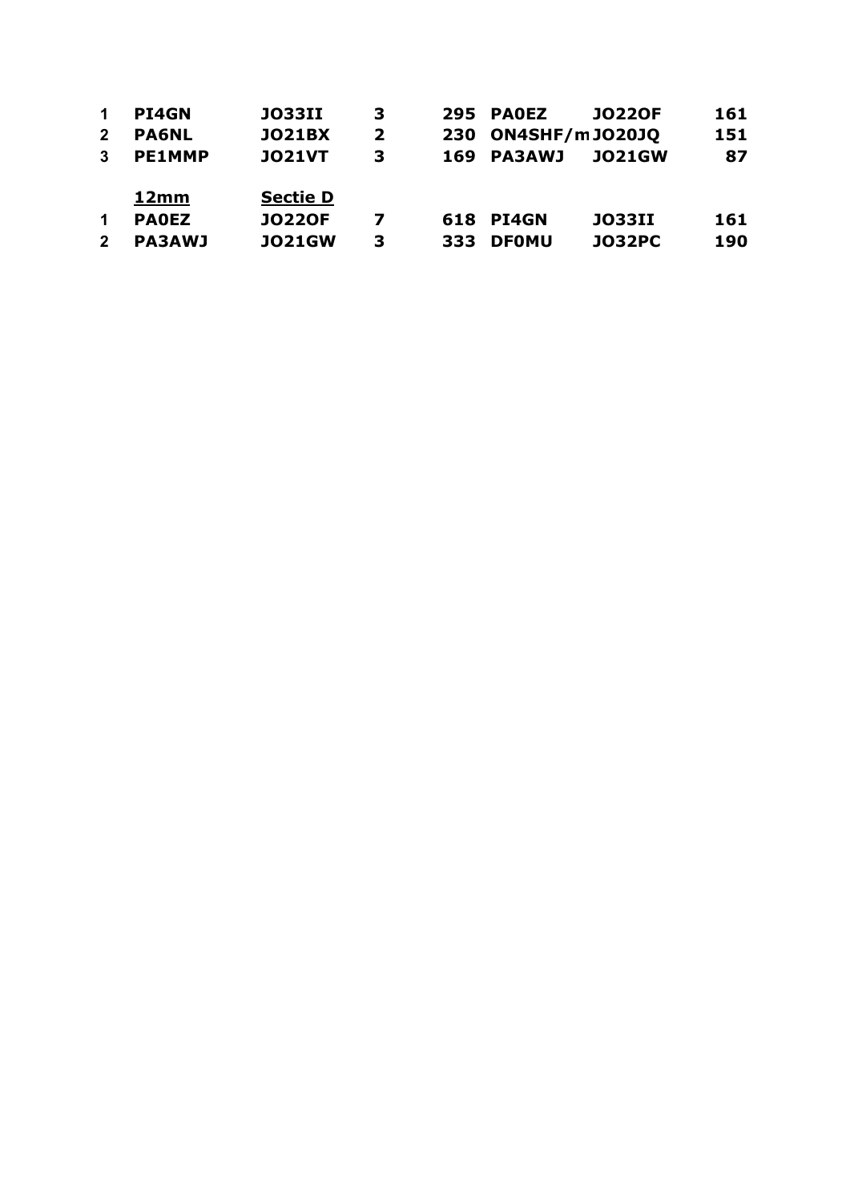| | | | | | | | |
|---|---|---|---|---|---|---|---|
| 1 | **PI4GN** | **JO33II** | **3** | **295** | **PA0EZ** | **JO22OF** | **161** |
| 2 | **PA6NL** | **JO21BX** | **2** | **230** | **ON4SHF/m** | **JO20JQ** | **151** |
| 3 | **PE1MMP** | **JO21VT** | **3** | **169** | **PA3AWJ** | **JO21GW** | **87** |

| | **12mm** | **Sectie D** | | | | | |
|---|---|---|---|---|---|---|---|
| 1 | **PA0EZ** | **JO22OF** | **7** | **618** | **PI4GN** | **JO33II** | **161** |
| 2 | **PA3AWJ** | **JO21GW** | **3** | **333** | **DF0MU** | **JO32PC** | **190** |